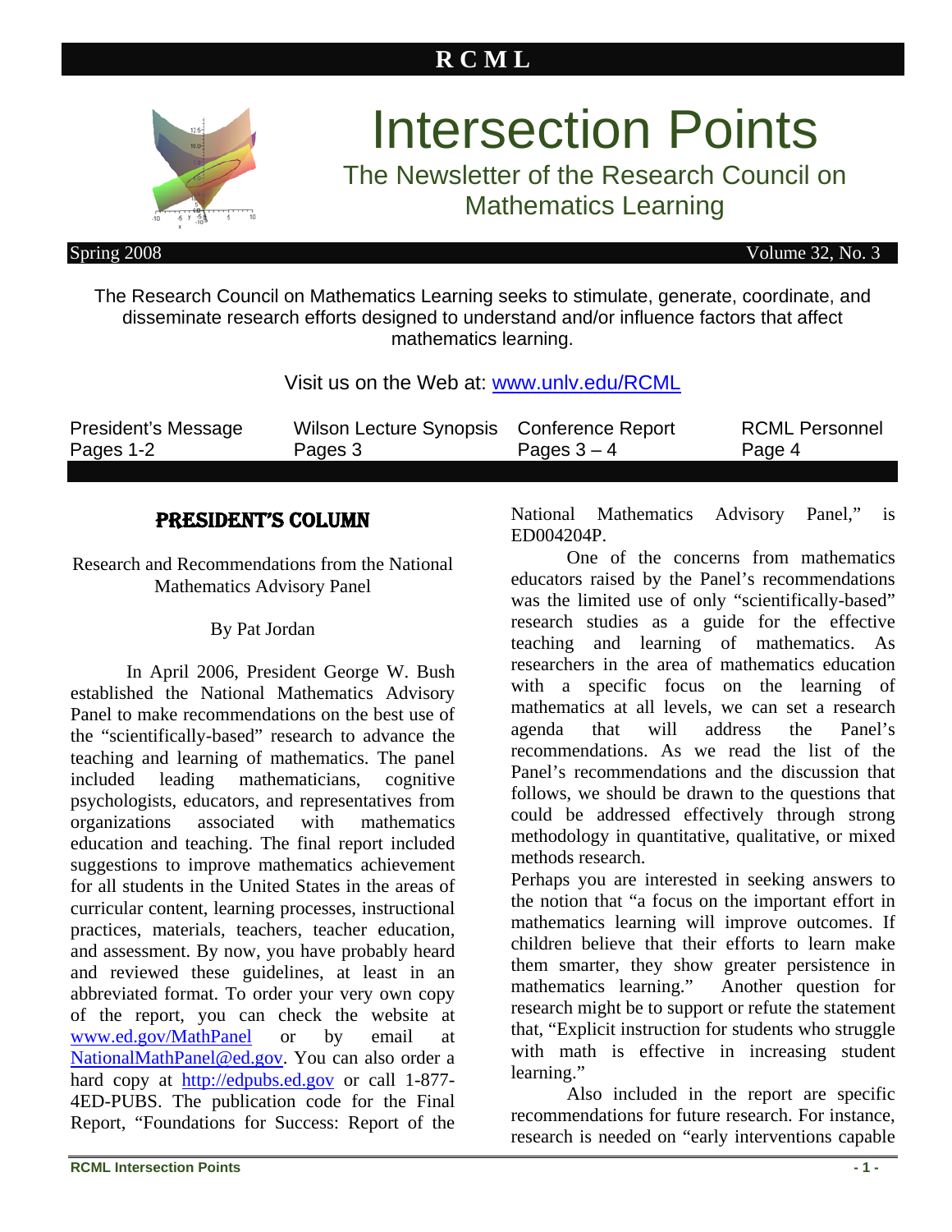# RCML

# Intersection Points

## The Newsletter of the Research Council on Mathematics Learning

Spring 2008 | Volume 32, No. 3

The Research Council on Mathematics Learning seeks to stimulate, generate, coordinate, and disseminate research efforts designed to understand and/or influence factors that affect mathematics learning.

Visit us on the Web at: www.unlv.edu/RCML

| President's Message | Wilson Lecture Synopsis | Conference Report | RCML Personnel |
|---|---|---|---|
| Pages 1-2 | Pages 3 | Pages 3 – 4 | Page 4 |

## PRESIDENT'S COLUMN

Research and Recommendations from the National Mathematics Advisory Panel

By Pat Jordan

In April 2006, President George W. Bush established the National Mathematics Advisory Panel to make recommendations on the best use of the "scientifically-based" research to advance the teaching and learning of mathematics. The panel included leading mathematicians, cognitive psychologists, educators, and representatives from organizations associated with mathematics education and teaching. The final report included suggestions to improve mathematics achievement for all students in the United States in the areas of curricular content, learning processes, instructional practices, materials, teachers, teacher education, and assessment. By now, you have probably heard and reviewed these guidelines, at least in an abbreviated format. To order your very own copy of the report, you can check the website at www.ed.gov/MathPanel or by email at NationalMathPanel@ed.gov. You can also order a hard copy at http://edpubs.ed.gov or call 1-877-4ED-PUBS. The publication code for the Final Report, "Foundations for Success: Report of the National Mathematics Advisory Panel," is ED004204P.

One of the concerns from mathematics educators raised by the Panel's recommendations was the limited use of only "scientifically-based" research studies as a guide for the effective teaching and learning of mathematics. As researchers in the area of mathematics education with a specific focus on the learning of mathematics at all levels, we can set a research agenda that will address the Panel's recommendations. As we read the list of the Panel's recommendations and the discussion that follows, we should be drawn to the questions that could be addressed effectively through strong methodology in quantitative, qualitative, or mixed methods research.

Perhaps you are interested in seeking answers to the notion that "a focus on the important effort in mathematics learning will improve outcomes. If children believe that their efforts to learn make them smarter, they show greater persistence in mathematics learning." Another question for research might be to support or refute the statement that, "Explicit instruction for students who struggle with math is effective in increasing student learning."

Also included in the report are specific recommendations for future research. For instance, research is needed on "early interventions capable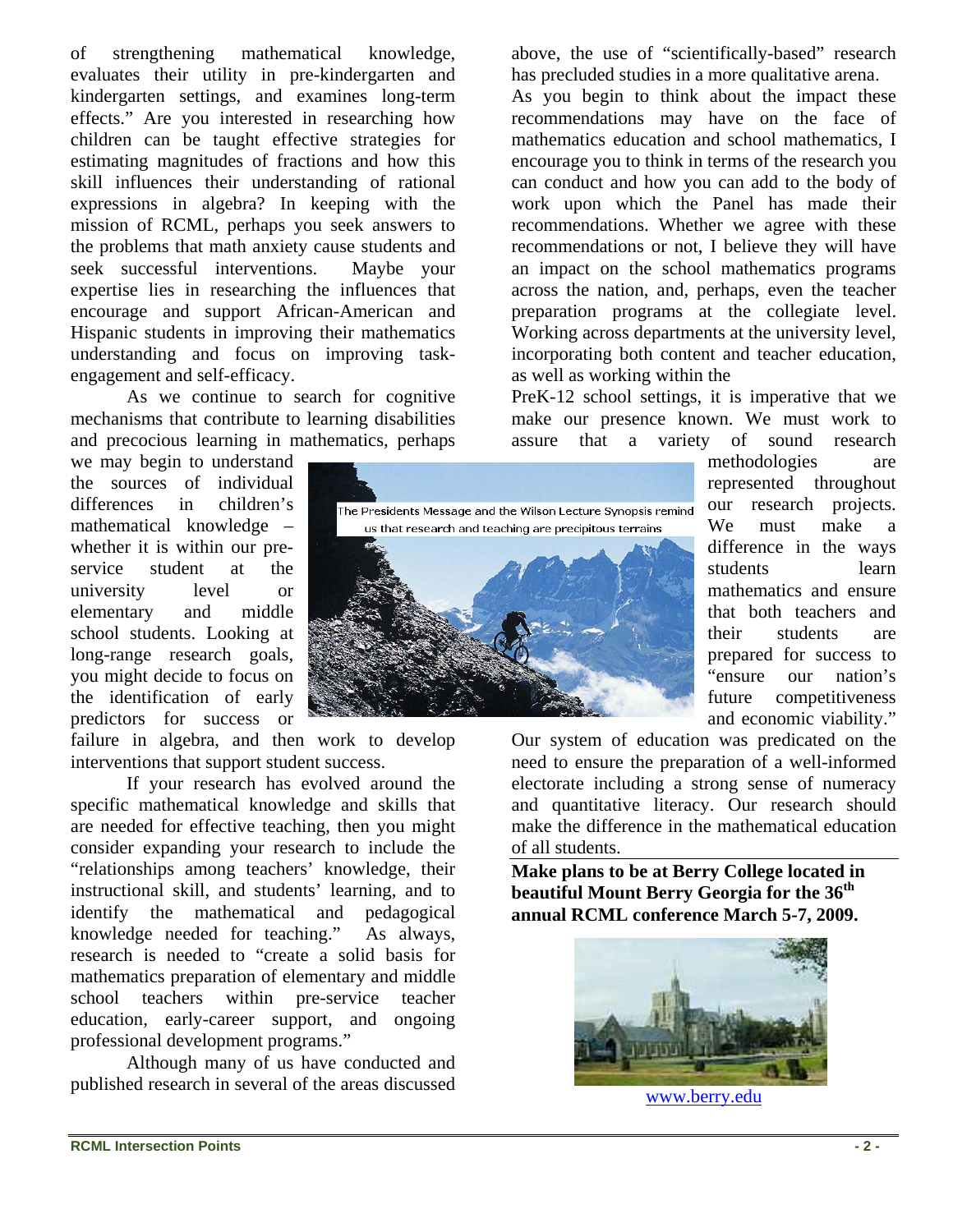of strengthening mathematical knowledge, evaluates their utility in pre-kindergarten and kindergarten settings, and examines long-term effects." Are you interested in researching how children can be taught effective strategies for estimating magnitudes of fractions and how this skill influences their understanding of rational expressions in algebra? In keeping with the mission of RCML, perhaps you seek answers to the problems that math anxiety cause students and seek successful interventions. Maybe your expertise lies in researching the influences that encourage and support African-American and Hispanic students in improving their mathematics understanding and focus on improving task-engagement and self-efficacy.

As we continue to search for cognitive mechanisms that contribute to learning disabilities and precocious learning in mathematics, perhaps we may begin to understand the sources of individual differences in children's mathematical knowledge – whether it is within our pre-service student at the university level or elementary and middle school students. Looking at long-range research goals, you might decide to focus on the identification of early predictors for success or failure in algebra, and then work to develop interventions that support student success.

The Presidents Message and the Wilson Lecture Synopsis remind us that research and teaching are precipitous terrains

If your research has evolved around the specific mathematical knowledge and skills that are needed for effective teaching, then you might consider expanding your research to include the "relationships among teachers' knowledge, their instructional skill, and students' learning, and to identify the mathematical and pedagogical knowledge needed for teaching." As always, research is needed to "create a solid basis for mathematics preparation of elementary and middle school teachers within pre-service teacher education, early-career support, and ongoing professional development programs."

Although many of us have conducted and published research in several of the areas discussed above, the use of "scientifically-based" research has precluded studies in a more qualitative arena.

As you begin to think about the impact these recommendations may have on the face of mathematics education and school mathematics, I encourage you to think in terms of the research you can conduct and how you can add to the body of work upon which the Panel has made their recommendations. Whether we agree with these recommendations or not, I believe they will have an impact on the school mathematics programs across the nation, and, perhaps, even the teacher preparation programs at the collegiate level. Working across departments at the university level, incorporating both content and teacher education, as well as working within the PreK-12 school settings, it is imperative that we make our presence known. We must work to assure that a variety of sound research methodologies are represented throughout our research projects. We must make a difference in the ways students learn mathematics and ensure that both teachers and their students are prepared for success to "ensure our nation's future competitiveness and economic viability." Our system of education was predicated on the need to ensure the preparation of a well-informed electorate including a strong sense of numeracy and quantitative literacy. Our research should make the difference in the mathematical education of all students.

**Make plans to be at Berry College located in beautiful Mount Berry Georgia for the 36th annual RCML conference March 5-7, 2009.**

www.berry.edu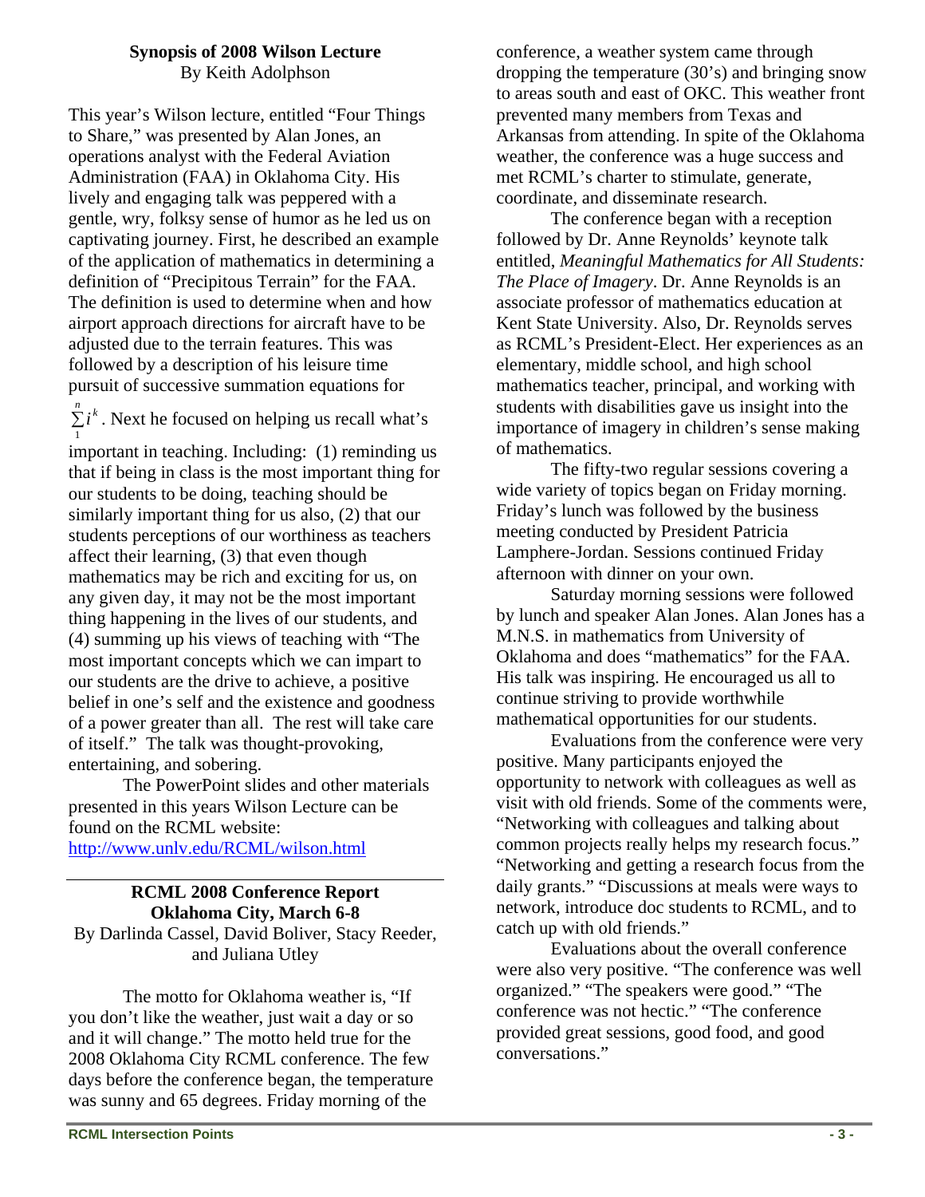### Synopsis of 2008 Wilson Lecture

By Keith Adolphson

This year's Wilson lecture, entitled "Four Things to Share," was presented by Alan Jones, an operations analyst with the Federal Aviation Administration (FAA) in Oklahoma City. His lively and engaging talk was peppered with a gentle, wry, folksy sense of humor as he led us on captivating journey. First, he described an example of the application of mathematics in determining a definition of "Precipitous Terrain" for the FAA. The definition is used to determine when and how airport approach directions for aircraft have to be adjusted due to the terrain features. This was followed by a description of his leisure time pursuit of successive summation equations for $\sum_{1}^{n} i^k$. Next he focused on helping us recall what's important in teaching. Including: (1) reminding us that if being in class is the most important thing for our students to be doing, teaching should be similarly important thing for us also, (2) that our students perceptions of our worthiness as teachers affect their learning, (3) that even though mathematics may be rich and exciting for us, on any given day, it may not be the most important thing happening in the lives of our students, and (4) summing up his views of teaching with "The most important concepts which we can impart to our students are the drive to achieve, a positive belief in one's self and the existence and goodness of a power greater than all. The rest will take care of itself." The talk was thought-provoking, entertaining, and sobering.

The PowerPoint slides and other materials presented in this years Wilson Lecture can be found on the RCML website: http://www.unlv.edu/RCML/wilson.html

---

### RCML 2008 Conference Report
### Oklahoma City, March 6-8

By Darlinda Cassel, David Boliver, Stacy Reeder, and Juliana Utley

The motto for Oklahoma weather is, "If you don't like the weather, just wait a day or so and it will change." The motto held true for the 2008 Oklahoma City RCML conference. The few days before the conference began, the temperature was sunny and 65 degrees. Friday morning of the conference, a weather system came through dropping the temperature (30's) and bringing snow to areas south and east of OKC. This weather front prevented many members from Texas and Arkansas from attending. In spite of the Oklahoma weather, the conference was a huge success and met RCML's charter to stimulate, generate, coordinate, and disseminate research.

The conference began with a reception followed by Dr. Anne Reynolds' keynote talk entitled, *Meaningful Mathematics for All Students: The Place of Imagery*. Dr. Anne Reynolds is an associate professor of mathematics education at Kent State University. Also, Dr. Reynolds serves as RCML's President-Elect. Her experiences as an elementary, middle school, and high school mathematics teacher, principal, and working with students with disabilities gave us insight into the importance of imagery in children's sense making of mathematics.

The fifty-two regular sessions covering a wide variety of topics began on Friday morning. Friday's lunch was followed by the business meeting conducted by President Patricia Lamphere-Jordan. Sessions continued Friday afternoon with dinner on your own.

Saturday morning sessions were followed by lunch and speaker Alan Jones. Alan Jones has a M.N.S. in mathematics from University of Oklahoma and does "mathematics" for the FAA. His talk was inspiring. He encouraged us all to continue striving to provide worthwhile mathematical opportunities for our students.

Evaluations from the conference were very positive. Many participants enjoyed the opportunity to network with colleagues as well as visit with old friends. Some of the comments were, "Networking with colleagues and talking about common projects really helps my research focus." "Networking and getting a research focus from the daily grants." "Discussions at meals were ways to network, introduce doc students to RCML, and to catch up with old friends."

Evaluations about the overall conference were also very positive. "The conference was well organized." "The speakers were good." "The conference was not hectic." "The conference provided great sessions, good food, and good conversations."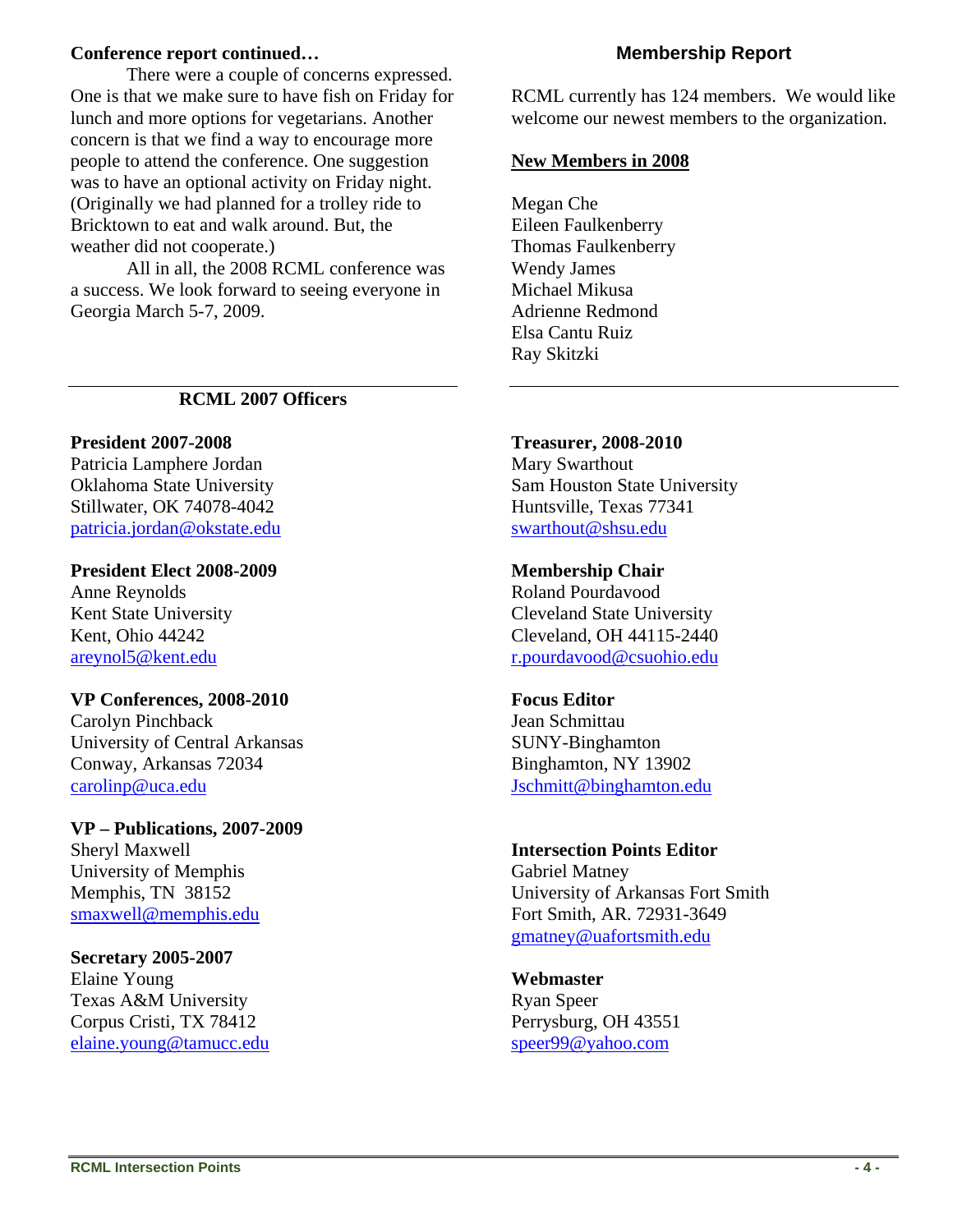**Conference report continued…**

There were a couple of concerns expressed. One is that we make sure to have fish on Friday for lunch and more options for vegetarians. Another concern is that we find a way to encourage more people to attend the conference. One suggestion was to have an optional activity on Friday night. (Originally we had planned for a trolley ride to Bricktown to eat and walk around. But, the weather did not cooperate.)

All in all, the 2008 RCML conference was a success. We look forward to seeing everyone in Georgia March 5-7, 2009.

## Membership Report

RCML currently has 124 members. We would like welcome our newest members to the organization.

**New Members in 2008**

Megan Che
Eileen Faulkenberry
Thomas Faulkenberry
Wendy James
Michael Mikusa
Adrienne Redmond
Elsa Cantu Ruiz
Ray Skitzki

---

## RCML 2007 Officers

**President 2007-2008**
Patricia Lamphere Jordan
Oklahoma State University
Stillwater, OK 74078-4042
patricia.jordan@okstate.edu

**President Elect 2008-2009**
Anne Reynolds
Kent State University
Kent, Ohio 44242
areynol5@kent.edu

**VP Conferences, 2008-2010**
Carolyn Pinchback
University of Central Arkansas
Conway, Arkansas 72034
carolinp@uca.edu

**VP – Publications, 2007-2009**
Sheryl Maxwell
University of Memphis
Memphis, TN 38152
smaxwell@memphis.edu

**Secretary 2005-2007**
Elaine Young
Texas A&M University
Corpus Cristi, TX 78412
elaine.young@tamucc.edu

**Treasurer, 2008-2010**
Mary Swarthout
Sam Houston State University
Huntsville, Texas 77341
swarthout@shsu.edu

**Membership Chair**
Roland Pourdavood
Cleveland State University
Cleveland, OH 44115-2440
r.pourdavood@csuohio.edu

**Focus Editor**
Jean Schmittau
SUNY-Binghamton
Binghamton, NY 13902
Jschmitt@binghamton.edu

**Intersection Points Editor**
Gabriel Matney
University of Arkansas Fort Smith
Fort Smith, AR. 72931-3649
gmatney@uafortsmith.edu

**Webmaster**
Ryan Speer
Perrysburg, OH 43551
speer99@yahoo.com